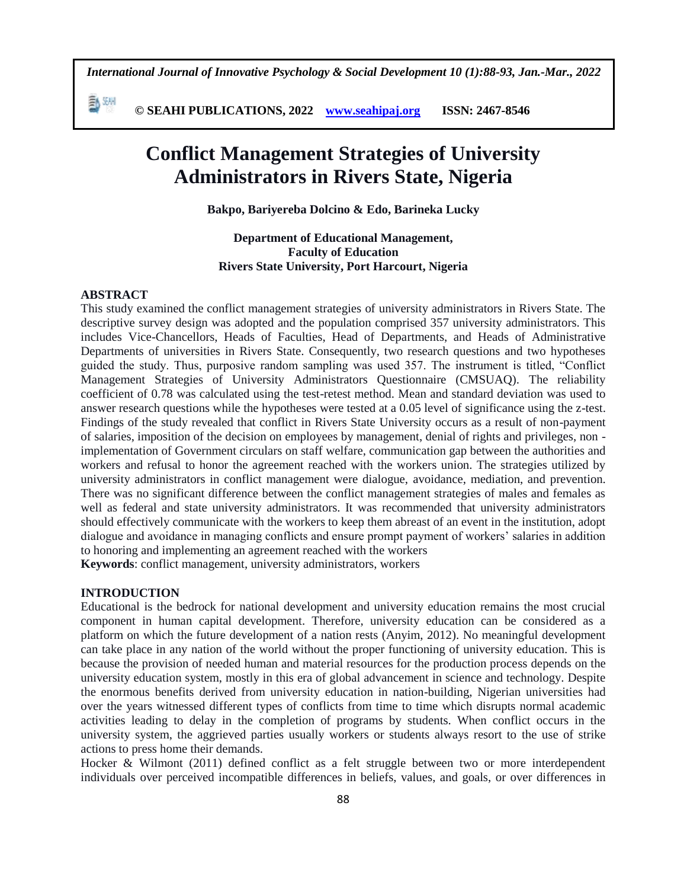# Conflict Management Strategies of University Administrators in Rivers State, Nigeria

**Bakpo, Bariyereba Dolcino & Edo, Barineka Lucky**

**Department of Educational Management,**
**Faculty of Education**
**Rivers State University, Port Harcourt, Nigeria**

## ABSTRACT

This study examined the conflict management strategies of university administrators in Rivers State. The descriptive survey design was adopted and the population comprised 357 university administrators. This includes Vice-Chancellors, Heads of Faculties, Head of Departments, and Heads of Administrative Departments of universities in Rivers State. Consequently, two research questions and two hypotheses guided the study. Thus, purposive random sampling was used 357. The instrument is titled, "Conflict Management Strategies of University Administrators Questionnaire (CMSUAQ). The reliability coefficient of 0.78 was calculated using the test-retest method. Mean and standard deviation was used to answer research questions while the hypotheses were tested at a 0.05 level of significance using the z-test. Findings of the study revealed that conflict in Rivers State University occurs as a result of non-payment of salaries, imposition of the decision on employees by management, denial of rights and privileges, non - implementation of Government circulars on staff welfare, communication gap between the authorities and workers and refusal to honor the agreement reached with the workers union. The strategies utilized by university administrators in conflict management were dialogue, avoidance, mediation, and prevention. There was no significant difference between the conflict management strategies of males and females as well as federal and state university administrators. It was recommended that university administrators should effectively communicate with the workers to keep them abreast of an event in the institution, adopt dialogue and avoidance in managing conflicts and ensure prompt payment of workers' salaries in addition to honoring and implementing an agreement reached with the workers

**Keywords**: conflict management, university administrators, workers

## INTRODUCTION

Educational is the bedrock for national development and university education remains the most crucial component in human capital development. Therefore, university education can be considered as a platform on which the future development of a nation rests (Anyim, 2012). No meaningful development can take place in any nation of the world without the proper functioning of university education. This is because the provision of needed human and material resources for the production process depends on the university education system, mostly in this era of global advancement in science and technology. Despite the enormous benefits derived from university education in nation-building, Nigerian universities had over the years witnessed different types of conflicts from time to time which disrupts normal academic activities leading to delay in the completion of programs by students. When conflict occurs in the university system, the aggrieved parties usually workers or students always resort to the use of strike actions to press home their demands.

Hocker & Wilmont (2011) defined conflict as a felt struggle between two or more interdependent individuals over perceived incompatible differences in beliefs, values, and goals, or over differences in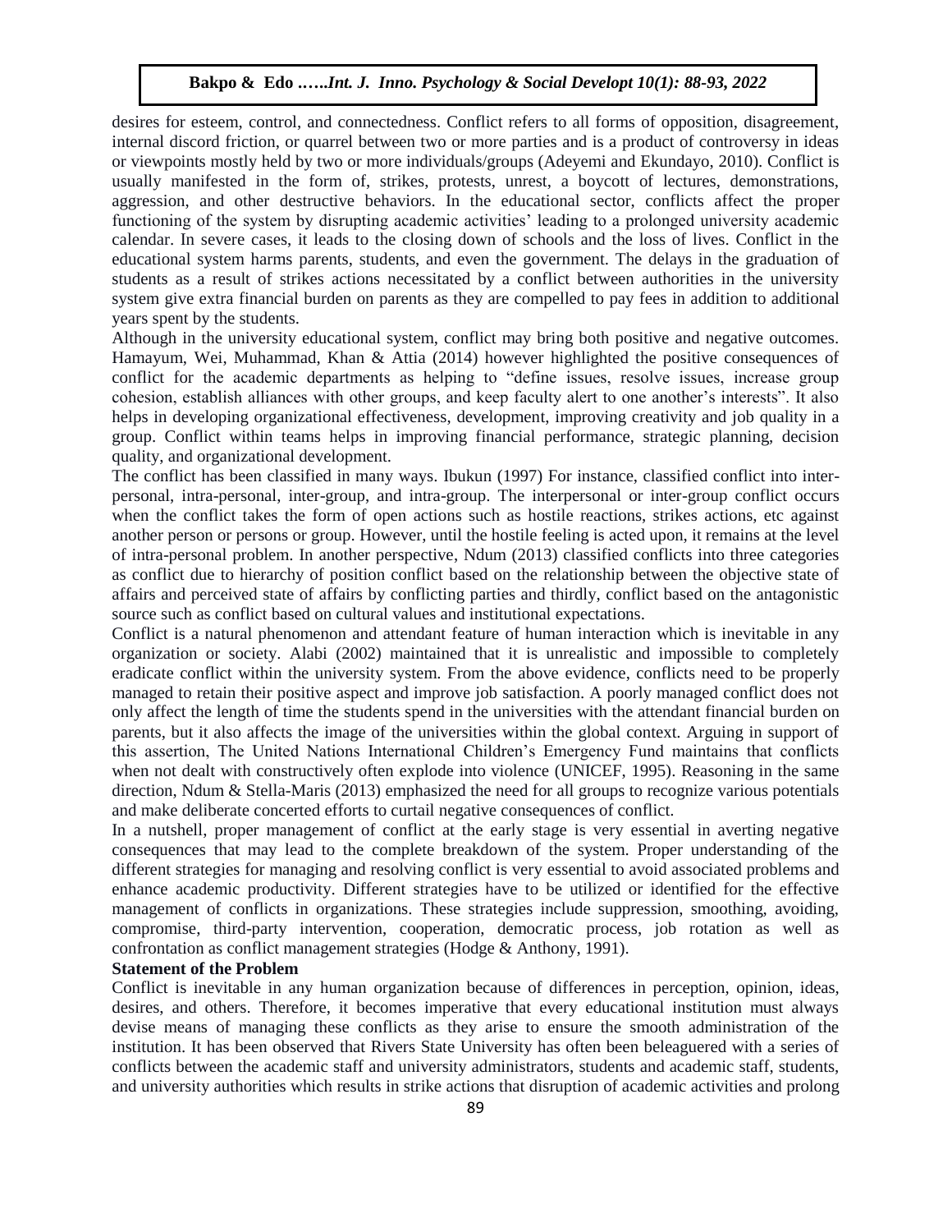desires for esteem, control, and connectedness. Conflict refers to all forms of opposition, disagreement, internal discord friction, or quarrel between two or more parties and is a product of controversy in ideas or viewpoints mostly held by two or more individuals/groups (Adeyemi and Ekundayo, 2010). Conflict is usually manifested in the form of, strikes, protests, unrest, a boycott of lectures, demonstrations, aggression, and other destructive behaviors. In the educational sector, conflicts affect the proper functioning of the system by disrupting academic activities' leading to a prolonged university academic calendar. In severe cases, it leads to the closing down of schools and the loss of lives. Conflict in the educational system harms parents, students, and even the government. The delays in the graduation of students as a result of strikes actions necessitated by a conflict between authorities in the university system give extra financial burden on parents as they are compelled to pay fees in addition to additional years spent by the students.

Although in the university educational system, conflict may bring both positive and negative outcomes. Hamayum, Wei, Muhammad, Khan & Attia (2014) however highlighted the positive consequences of conflict for the academic departments as helping to "define issues, resolve issues, increase group cohesion, establish alliances with other groups, and keep faculty alert to one another's interests". It also helps in developing organizational effectiveness, development, improving creativity and job quality in a group. Conflict within teams helps in improving financial performance, strategic planning, decision quality, and organizational development.

The conflict has been classified in many ways. Ibukun (1997) For instance, classified conflict into inter-personal, intra-personal, inter-group, and intra-group. The interpersonal or inter-group conflict occurs when the conflict takes the form of open actions such as hostile reactions, strikes actions, etc against another person or persons or group. However, until the hostile feeling is acted upon, it remains at the level of intra-personal problem. In another perspective, Ndum (2013) classified conflicts into three categories as conflict due to hierarchy of position conflict based on the relationship between the objective state of affairs and perceived state of affairs by conflicting parties and thirdly, conflict based on the antagonistic source such as conflict based on cultural values and institutional expectations.

Conflict is a natural phenomenon and attendant feature of human interaction which is inevitable in any organization or society. Alabi (2002) maintained that it is unrealistic and impossible to completely eradicate conflict within the university system. From the above evidence, conflicts need to be properly managed to retain their positive aspect and improve job satisfaction. A poorly managed conflict does not only affect the length of time the students spend in the universities with the attendant financial burden on parents, but it also affects the image of the universities within the global context. Arguing in support of this assertion, The United Nations International Children's Emergency Fund maintains that conflicts when not dealt with constructively often explode into violence (UNICEF, 1995). Reasoning in the same direction, Ndum & Stella-Maris (2013) emphasized the need for all groups to recognize various potentials and make deliberate concerted efforts to curtail negative consequences of conflict.

In a nutshell, proper management of conflict at the early stage is very essential in averting negative consequences that may lead to the complete breakdown of the system. Proper understanding of the different strategies for managing and resolving conflict is very essential to avoid associated problems and enhance academic productivity. Different strategies have to be utilized or identified for the effective management of conflicts in organizations. These strategies include suppression, smoothing, avoiding, compromise, third-party intervention, cooperation, democratic process, job rotation as well as confrontation as conflict management strategies (Hodge & Anthony, 1991).

**Statement of the Problem**

Conflict is inevitable in any human organization because of differences in perception, opinion, ideas, desires, and others. Therefore, it becomes imperative that every educational institution must always devise means of managing these conflicts as they arise to ensure the smooth administration of the institution. It has been observed that Rivers State University has often been beleaguered with a series of conflicts between the academic staff and university administrators, students and academic staff, students, and university authorities which results in strike actions that disruption of academic activities and prolong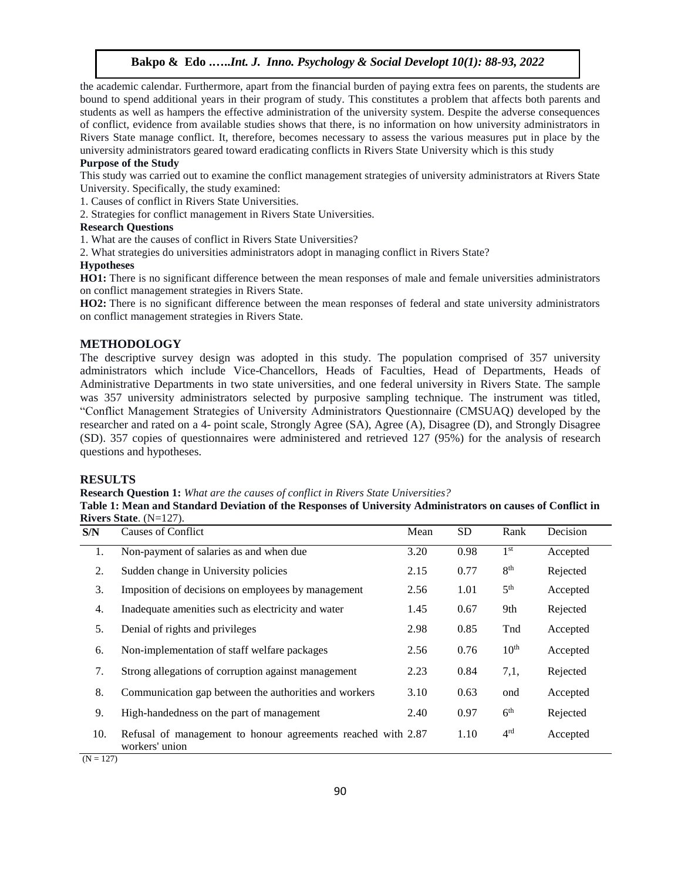the academic calendar. Furthermore, apart from the financial burden of paying extra fees on parents, the students are bound to spend additional years in their program of study. This constitutes a problem that affects both parents and students as well as hampers the effective administration of the university system. Despite the adverse consequences of conflict, evidence from available studies shows that there, is no information on how university administrators in Rivers State manage conflict. It, therefore, becomes necessary to assess the various measures put in place by the university administrators geared toward eradicating conflicts in Rivers State University which is this study

**Purpose of the Study**

This study was carried out to examine the conflict management strategies of university administrators at Rivers State University. Specifically, the study examined:

1. Causes of conflict in Rivers State Universities.
2. Strategies for conflict management in Rivers State Universities.

**Research Questions**

1. What are the causes of conflict in Rivers State Universities?
2. What strategies do universities administrators adopt in managing conflict in Rivers State?

**Hypotheses**

**HO1:** There is no significant difference between the mean responses of male and female universities administrators on conflict management strategies in Rivers State.

**HO2:** There is no significant difference between the mean responses of federal and state university administrators on conflict management strategies in Rivers State.

## METHODOLOGY

The descriptive survey design was adopted in this study. The population comprised of 357 university administrators which include Vice-Chancellors, Heads of Faculties, Head of Departments, Heads of Administrative Departments in two state universities, and one federal university in Rivers State. The sample was 357 university administrators selected by purposive sampling technique. The instrument was titled, "Conflict Management Strategies of University Administrators Questionnaire (CMSUAQ) developed by the researcher and rated on a 4- point scale, Strongly Agree (SA), Agree (A), Disagree (D), and Strongly Disagree (SD). 357 copies of questionnaires were administered and retrieved 127 (95%) for the analysis of research questions and hypotheses.

## RESULTS

**Research Question 1:** *What are the causes of conflict in Rivers State Universities?*

**Table 1: Mean and Standard Deviation of the Responses of University Administrators on causes of Conflict in Rivers State**. (N=127).

| S/N | Causes of Conflict | Mean | SD | Rank | Decision |
|---|---|---|---|---|---|
| 1. | Non-payment of salaries as and when due | 3.20 | 0.98 | 1st | Accepted |
| 2. | Sudden change in University policies | 2.15 | 0.77 | 8th | Rejected |
| 3. | Imposition of decisions on employees by management | 2.56 | 1.01 | 5th | Accepted |
| 4. | Inadequate amenities such as electricity and water | 1.45 | 0.67 | 9th | Rejected |
| 5. | Denial of rights and privileges | 2.98 | 0.85 | Tnd | Accepted |
| 6. | Non-implementation of staff welfare packages | 2.56 | 0.76 | 10th | Accepted |
| 7. | Strong allegations of corruption against management | 2.23 | 0.84 | 7,1, | Rejected |
| 8. | Communication gap between the authorities and workers | 3.10 | 0.63 | ond | Accepted |
| 9. | High-handedness on the part of management | 2.40 | 0.97 | 6th | Rejected |
| 10. | Refusal of management to honour agreements reached with workers' union | 2.87 | 1.10 | 4rd | Accepted |

(N = 127)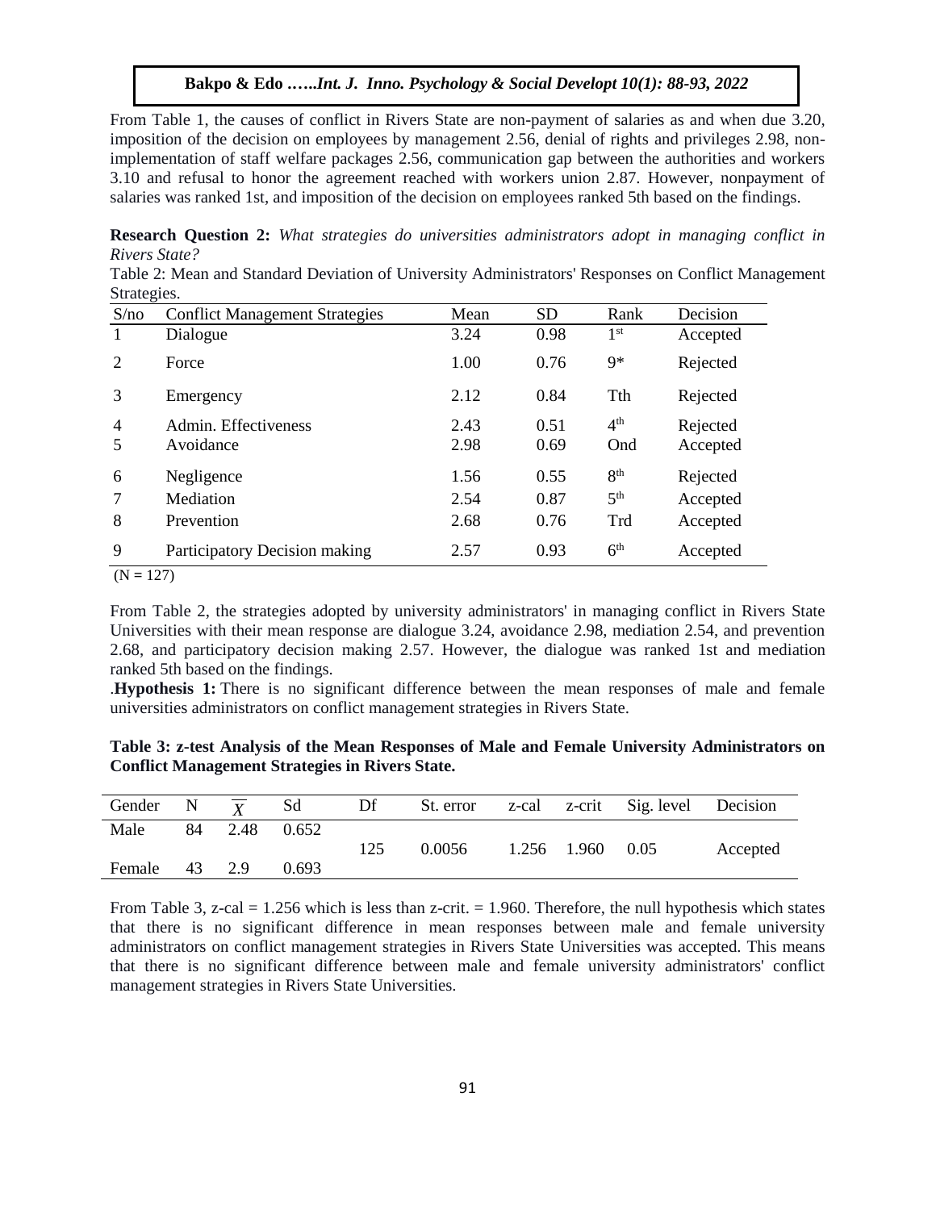From Table 1, the causes of conflict in Rivers State are non-payment of salaries as and when due 3.20, imposition of the decision on employees by management 2.56, denial of rights and privileges 2.98, non-implementation of staff welfare packages 2.56, communication gap between the authorities and workers 3.10 and refusal to honor the agreement reached with workers union 2.87. However, nonpayment of salaries was ranked 1st, and imposition of the decision on employees ranked 5th based on the findings.

**Research Question 2:** *What strategies do universities administrators adopt in managing conflict in Rivers State?*

Table 2: Mean and Standard Deviation of University Administrators' Responses on Conflict Management Strategies.

| S/no | Conflict Management Strategies | Mean | SD | Rank | Decision |
|---|---|---|---|---|---|
| 1 | Dialogue | 3.24 | 0.98 | 1st | Accepted |
| 2 | Force | 1.00 | 0.76 | 9* | Rejected |
| 3 | Emergency | 2.12 | 0.84 | Tth | Rejected |
| 4 | Admin. Effectiveness | 2.43 | 0.51 | 4th | Rejected |
| 5 | Avoidance | 2.98 | 0.69 | Ond | Accepted |
| 6 | Negligence | 1.56 | 0.55 | 8th | Rejected |
| 7 | Mediation | 2.54 | 0.87 | 5th | Accepted |
| 8 | Prevention | 2.68 | 0.76 | Trd | Accepted |
| 9 | Participatory Decision making | 2.57 | 0.93 | 6th | Accepted |

(N = 127)

From Table 2, the strategies adopted by university administrators' in managing conflict in Rivers State Universities with their mean response are dialogue 3.24, avoidance 2.98, mediation 2.54, and prevention 2.68, and participatory decision making 2.57. However, the dialogue was ranked 1st and mediation ranked 5th based on the findings.

.**Hypothesis 1:** There is no significant difference between the mean responses of male and female universities administrators on conflict management strategies in Rivers State.

**Table 3: z-test Analysis of the Mean Responses of Male and Female University Administrators on Conflict Management Strategies in Rivers State.**

| Gender | N | $\overline{X}$ | Sd | Df | St. error | z-cal | z-crit | Sig. level | Decision |
|---|---|---|---|---|---|---|---|---|---|
| Male | 84 | 2.48 | 0.652 | 125 | 0.0056 | 1.256 | 1.960 | 0.05 | Accepted |
| Female | 43 | 2.9 | 0.693 | | | | | | |

From Table 3, z-cal = 1.256 which is less than z-crit. = 1.960. Therefore, the null hypothesis which states that there is no significant difference in mean responses between male and female university administrators on conflict management strategies in Rivers State Universities was accepted. This means that there is no significant difference between male and female university administrators' conflict management strategies in Rivers State Universities.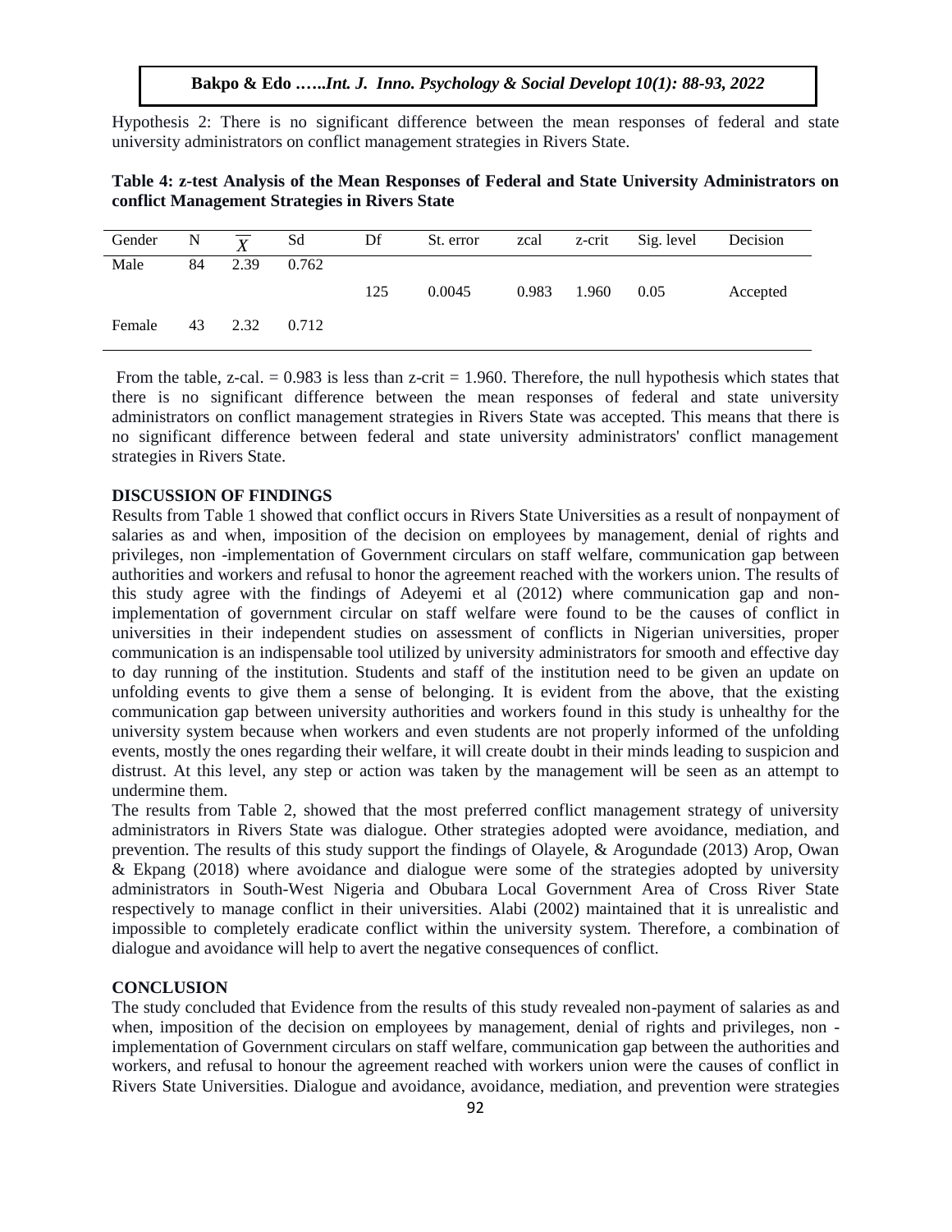Hypothesis 2: There is no significant difference between the mean responses of federal and state university administrators on conflict management strategies in Rivers State.

**Table 4: z-test Analysis of the Mean Responses of Federal and State University Administrators on conflict Management Strategies in Rivers State**

| Gender | N | $\overline{X}$ | Sd | Df | St. error | zcal | z-crit | Sig. level | Decision |
|---|---|---|---|---|---|---|---|---|---|
| Male | 84 | 2.39 | 0.762 | | | | | | |
| | | | | 125 | 0.0045 | 0.983 | 1.960 | 0.05 | Accepted |
| Female | 43 | 2.32 | 0.712 | | | | | | |

From the table, z-cal. = 0.983 is less than z-crit = 1.960. Therefore, the null hypothesis which states that there is no significant difference between the mean responses of federal and state university administrators on conflict management strategies in Rivers State was accepted. This means that there is no significant difference between federal and state university administrators' conflict management strategies in Rivers State.

## DISCUSSION OF FINDINGS

Results from Table 1 showed that conflict occurs in Rivers State Universities as a result of nonpayment of salaries as and when, imposition of the decision on employees by management, denial of rights and privileges, non -implementation of Government circulars on staff welfare, communication gap between authorities and workers and refusal to honor the agreement reached with the workers union. The results of this study agree with the findings of Adeyemi et al (2012) where communication gap and non-implementation of government circular on staff welfare were found to be the causes of conflict in universities in their independent studies on assessment of conflicts in Nigerian universities, proper communication is an indispensable tool utilized by university administrators for smooth and effective day to day running of the institution. Students and staff of the institution need to be given an update on unfolding events to give them a sense of belonging. It is evident from the above, that the existing communication gap between university authorities and workers found in this study is unhealthy for the university system because when workers and even students are not properly informed of the unfolding events, mostly the ones regarding their welfare, it will create doubt in their minds leading to suspicion and distrust. At this level, any step or action was taken by the management will be seen as an attempt to undermine them.

The results from Table 2, showed that the most preferred conflict management strategy of university administrators in Rivers State was dialogue. Other strategies adopted were avoidance, mediation, and prevention. The results of this study support the findings of Olayele, & Arogundade (2013) Arop, Owan & Ekpang (2018) where avoidance and dialogue were some of the strategies adopted by university administrators in South-West Nigeria and Obubara Local Government Area of Cross River State respectively to manage conflict in their universities. Alabi (2002) maintained that it is unrealistic and impossible to completely eradicate conflict within the university system. Therefore, a combination of dialogue and avoidance will help to avert the negative consequences of conflict.

## CONCLUSION

The study concluded that Evidence from the results of this study revealed non-payment of salaries as and when, imposition of the decision on employees by management, denial of rights and privileges, non - implementation of Government circulars on staff welfare, communication gap between the authorities and workers, and refusal to honour the agreement reached with workers union were the causes of conflict in Rivers State Universities. Dialogue and avoidance, avoidance, mediation, and prevention were strategies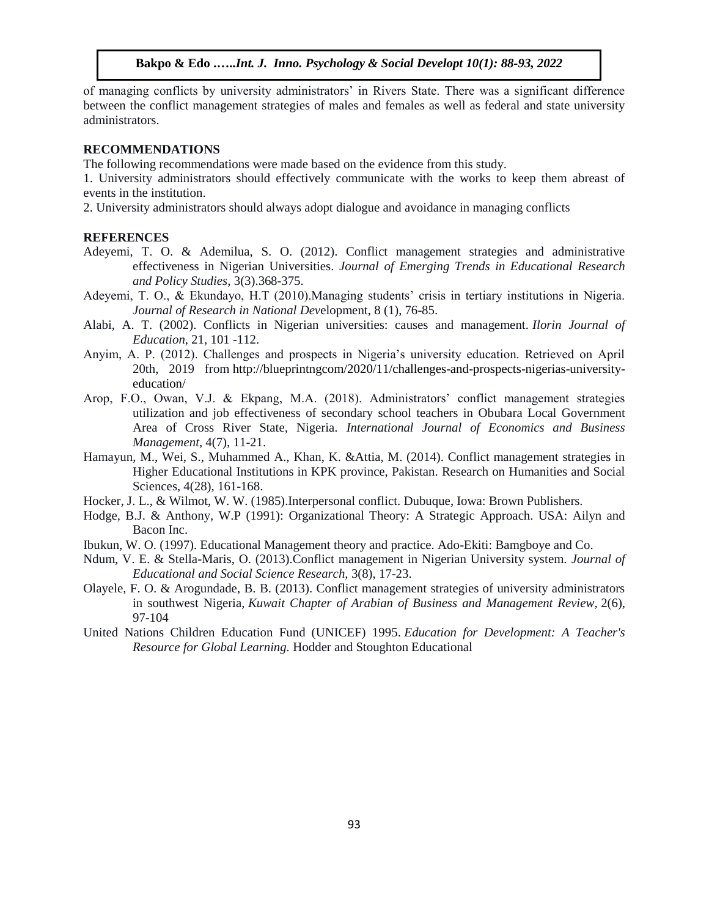of managing conflicts by university administrators' in Rivers State. There was a significant difference between the conflict management strategies of males and females as well as federal and state university administrators.

## RECOMMENDATIONS

The following recommendations were made based on the evidence from this study.

1. University administrators should effectively communicate with the works to keep them abreast of events in the institution.
2. University administrators should always adopt dialogue and avoidance in managing conflicts

## REFERENCES

Adeyemi, T. O. & Ademilua, S. O. (2012). Conflict management strategies and administrative effectiveness in Nigerian Universities. *Journal of Emerging Trends in Educational Research and Policy Studies*, 3(3).368-375.

Adeyemi, T. O., & Ekundayo, H.T (2010).Managing students' crisis in tertiary institutions in Nigeria. *Journal of Research in National Dev*elopment, 8 (1), 76-85.

Alabi, A. T. (2002). Conflicts in Nigerian universities: causes and management. *Ilorin Journal of Education*, 21, 101 -112.

Anyim, A. P. (2012). Challenges and prospects in Nigeria's university education. Retrieved on April 20th, 2019 from http://blueprintngcom/2020/11/challenges-and-prospects-nigerias-university-education/

Arop, F.O., Owan, V.J. & Ekpang, M.A. (2018). Administrators' conflict management strategies utilization and job effectiveness of secondary school teachers in Obubara Local Government Area of Cross River State, Nigeria. *International Journal of Economics and Business Management*, 4(7), 11-21.

Hamayun, M., Wei, S., Muhammed A., Khan, K. &Attia, M. (2014). Conflict management strategies in Higher Educational Institutions in KPK province, Pakistan. Research on Humanities and Social Sciences, 4(28), 161-168.

Hocker, J. L., & Wilmot, W. W. (1985).Interpersonal conflict. Dubuque, Iowa: Brown Publishers.

Hodge, B.J. & Anthony, W.P (1991): Organizational Theory: A Strategic Approach. USA: Ailyn and Bacon Inc.

Ibukun, W. O. (1997). Educational Management theory and practice. Ado-Ekiti: Bamgboye and Co.

Ndum, V. E. & Stella-Maris, O. (2013).Conflict management in Nigerian University system. *Journal of Educational and Social Science Research,* 3(8), 17-23.

Olayele, F. O. & Arogundade, B. B. (2013). Conflict management strategies of university administrators in southwest Nigeria, *Kuwait Chapter of Arabian of Business and Management Review,* 2(6), 97-104

United Nations Children Education Fund (UNICEF) 1995. *Education for Development: A Teacher's Resource for Global Learning.* Hodder and Stoughton Educational